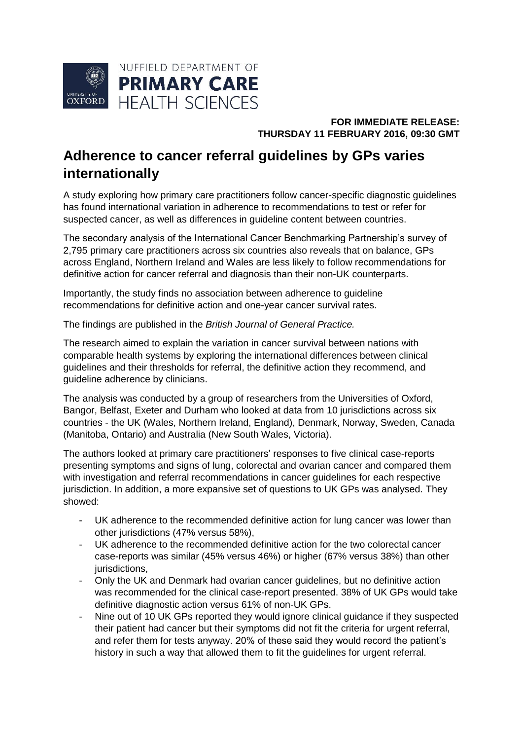NUFFIELD DEPARTMENT OF **PRIMARY CARE** HEALTH SCIENCES

**FOR IMMEDIATE RELEASE: THURSDAY 11 FEBRUARY 2016, 09:30 GMT**

# Adherence to cancer referral guidelines by GPs varies internationally

A study exploring how primary care practitioners follow cancer-specific diagnostic guidelines has found international variation in adherence to recommendations to test or refer for suspected cancer, as well as differences in guideline content between countries.

The secondary analysis of the International Cancer Benchmarking Partnership's survey of 2,795 primary care practitioners across six countries also reveals that on balance, GPs across England, Northern Ireland and Wales are less likely to follow recommendations for definitive action for cancer referral and diagnosis than their non-UK counterparts.

Importantly, the study finds no association between adherence to guideline recommendations for definitive action and one-year cancer survival rates.

The findings are published in the *British Journal of General Practice.*

The research aimed to explain the variation in cancer survival between nations with comparable health systems by exploring the international differences between clinical guidelines and their thresholds for referral, the definitive action they recommend, and guideline adherence by clinicians.

The analysis was conducted by a group of researchers from the Universities of Oxford, Bangor, Belfast, Exeter and Durham who looked at data from 10 jurisdictions across six countries - the UK (Wales, Northern Ireland, England), Denmark, Norway, Sweden, Canada (Manitoba, Ontario) and Australia (New South Wales, Victoria).

The authors looked at primary care practitioners' responses to five clinical case-reports presenting symptoms and signs of lung, colorectal and ovarian cancer and compared them with investigation and referral recommendations in cancer guidelines for each respective jurisdiction. In addition, a more expansive set of questions to UK GPs was analysed. They showed:

- UK adherence to the recommended definitive action for lung cancer was lower than other jurisdictions (47% versus 58%),
- UK adherence to the recommended definitive action for the two colorectal cancer case-reports was similar (45% versus 46%) or higher (67% versus 38%) than other jurisdictions,
- Only the UK and Denmark had ovarian cancer guidelines, but no definitive action was recommended for the clinical case-report presented. 38% of UK GPs would take definitive diagnostic action versus 61% of non-UK GPs.
- Nine out of 10 UK GPs reported they would ignore clinical guidance if they suspected their patient had cancer but their symptoms did not fit the criteria for urgent referral, and refer them for tests anyway. 20% of these said they would record the patient's history in such a way that allowed them to fit the guidelines for urgent referral.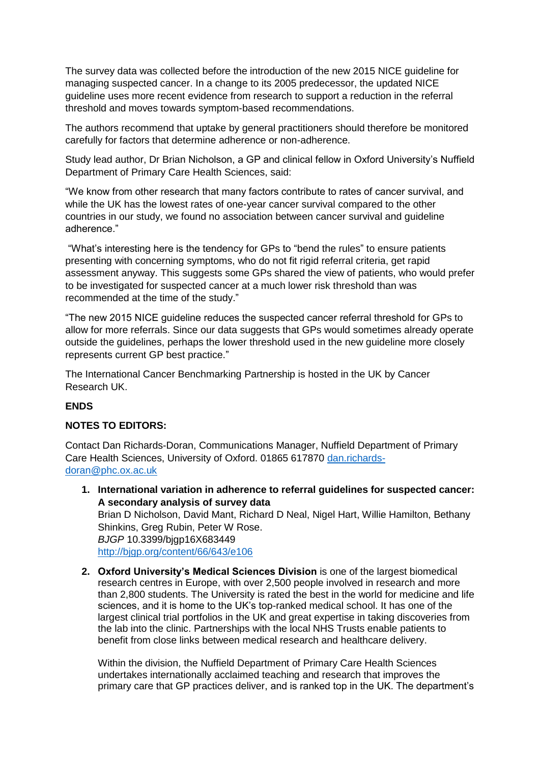The survey data was collected before the introduction of the new 2015 NICE guideline for managing suspected cancer. In a change to its 2005 predecessor, the updated NICE guideline uses more recent evidence from research to support a reduction in the referral threshold and moves towards symptom-based recommendations.

The authors recommend that uptake by general practitioners should therefore be monitored carefully for factors that determine adherence or non-adherence.

Study lead author, Dr Brian Nicholson, a GP and clinical fellow in Oxford University's Nuffield Department of Primary Care Health Sciences, said:

"We know from other research that many factors contribute to rates of cancer survival, and while the UK has the lowest rates of one-year cancer survival compared to the other countries in our study, we found no association between cancer survival and guideline adherence."

"What's interesting here is the tendency for GPs to "bend the rules" to ensure patients presenting with concerning symptoms, who do not fit rigid referral criteria, get rapid assessment anyway. This suggests some GPs shared the view of patients, who would prefer to be investigated for suspected cancer at a much lower risk threshold than was recommended at the time of the study."

"The new 2015 NICE guideline reduces the suspected cancer referral threshold for GPs to allow for more referrals. Since our data suggests that GPs would sometimes already operate outside the guidelines, perhaps the lower threshold used in the new guideline more closely represents current GP best practice."

The International Cancer Benchmarking Partnership is hosted in the UK by Cancer Research UK.

**ENDS**

**NOTES TO EDITORS:**

Contact Dan Richards-Doran, Communications Manager, Nuffield Department of Primary Care Health Sciences, University of Oxford. 01865 617870 [dan.richards-doran@phc.ox.ac.uk](mailto:dan.richards-doran@phc.ox.ac.uk)

1. **International variation in adherence to referral guidelines for suspected cancer: A secondary analysis of survey data**
   Brian D Nicholson, David Mant, Richard D Neal, Nigel Hart, Willie Hamilton, Bethany Shinkins, Greg Rubin, Peter W Rose.
   *BJGP* 10.3399/bjgp16X683449
   [http://bjgp.org/content/66/643/e106](http://bjgp.org/content/66/643/e106)

2. **Oxford University's Medical Sciences Division** is one of the largest biomedical research centres in Europe, with over 2,500 people involved in research and more than 2,800 students. The University is rated the best in the world for medicine and life sciences, and it is home to the UK's top-ranked medical school. It has one of the largest clinical trial portfolios in the UK and great expertise in taking discoveries from the lab into the clinic. Partnerships with the local NHS Trusts enable patients to benefit from close links between medical research and healthcare delivery.

   Within the division, the Nuffield Department of Primary Care Health Sciences undertakes internationally acclaimed teaching and research that improves the primary care that GP practices deliver, and is ranked top in the UK. The department's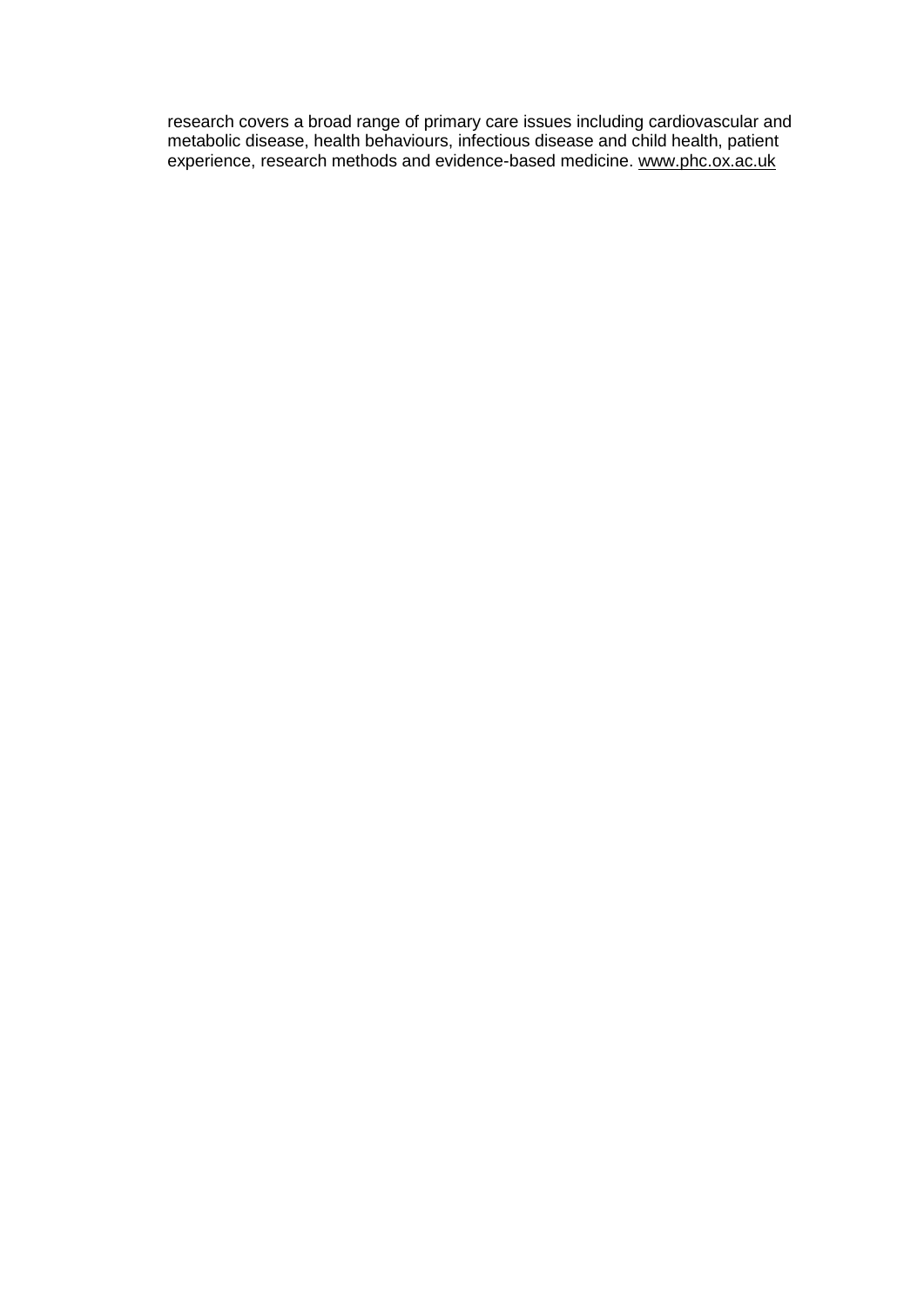research covers a broad range of primary care issues including cardiovascular and metabolic disease, health behaviours, infectious disease and child health, patient experience, research methods and evidence-based medicine. www.phc.ox.ac.uk